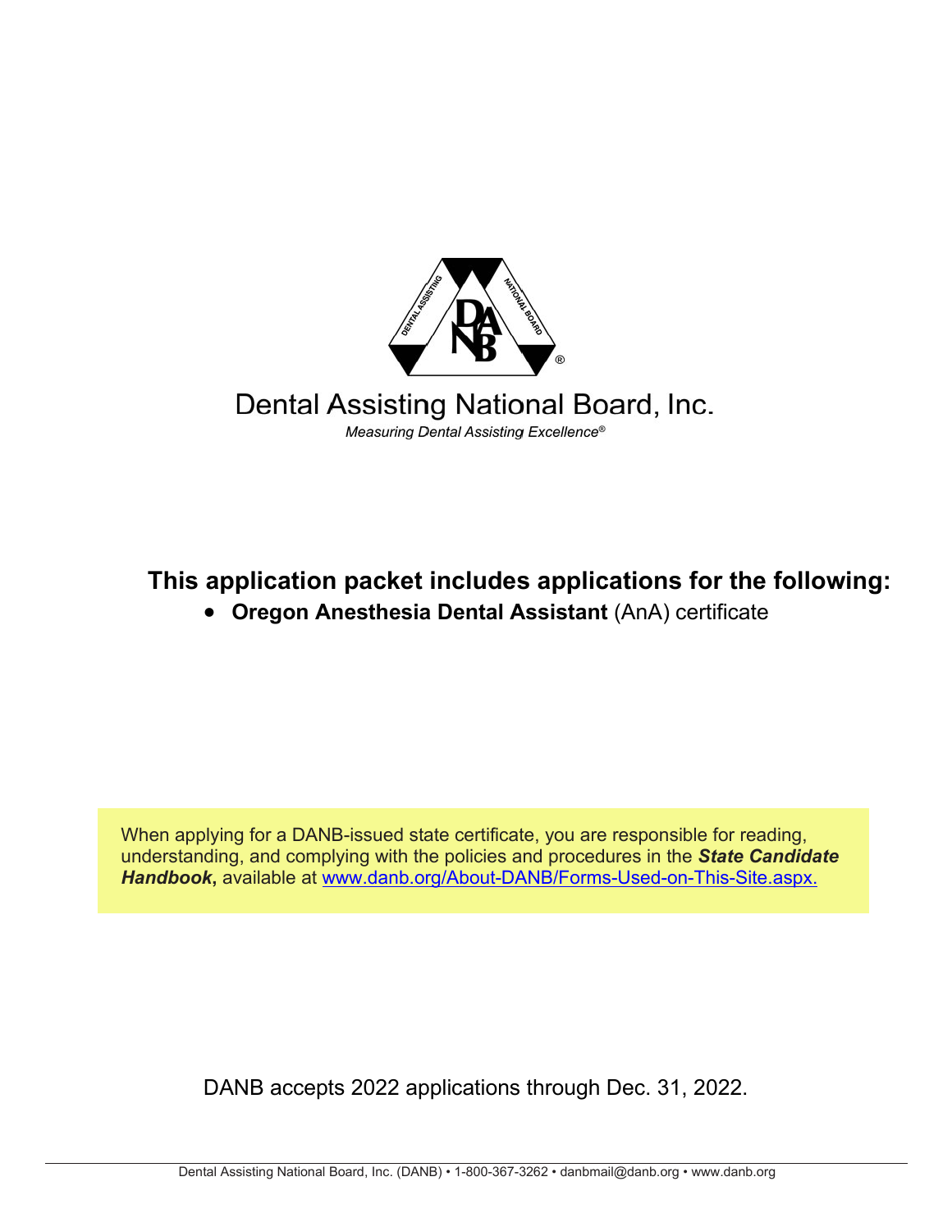# Dental Assisting National Board, Inc.

*Measuring Dental Assisting Excellence®*

## This application packet includes applications for the following:

- **Oregon Anesthesia Dental Assistant** (AnA) certificate

When applying for a DANB-issued state certificate, you are responsible for reading, understanding, and complying with the policies and procedures in the ***State Candidate Handbook*****,** available at [www.danb.org/About-DANB/Forms-Used-on-This-Site.aspx.](www.danb.org/About-DANB/Forms-Used-on-This-Site.aspx)

DANB accepts 2022 applications through Dec. 31, 2022.

Dental Assisting National Board, Inc. (DANB) • 1-800-367-3262 • danbmail@danb.org • www.danb.org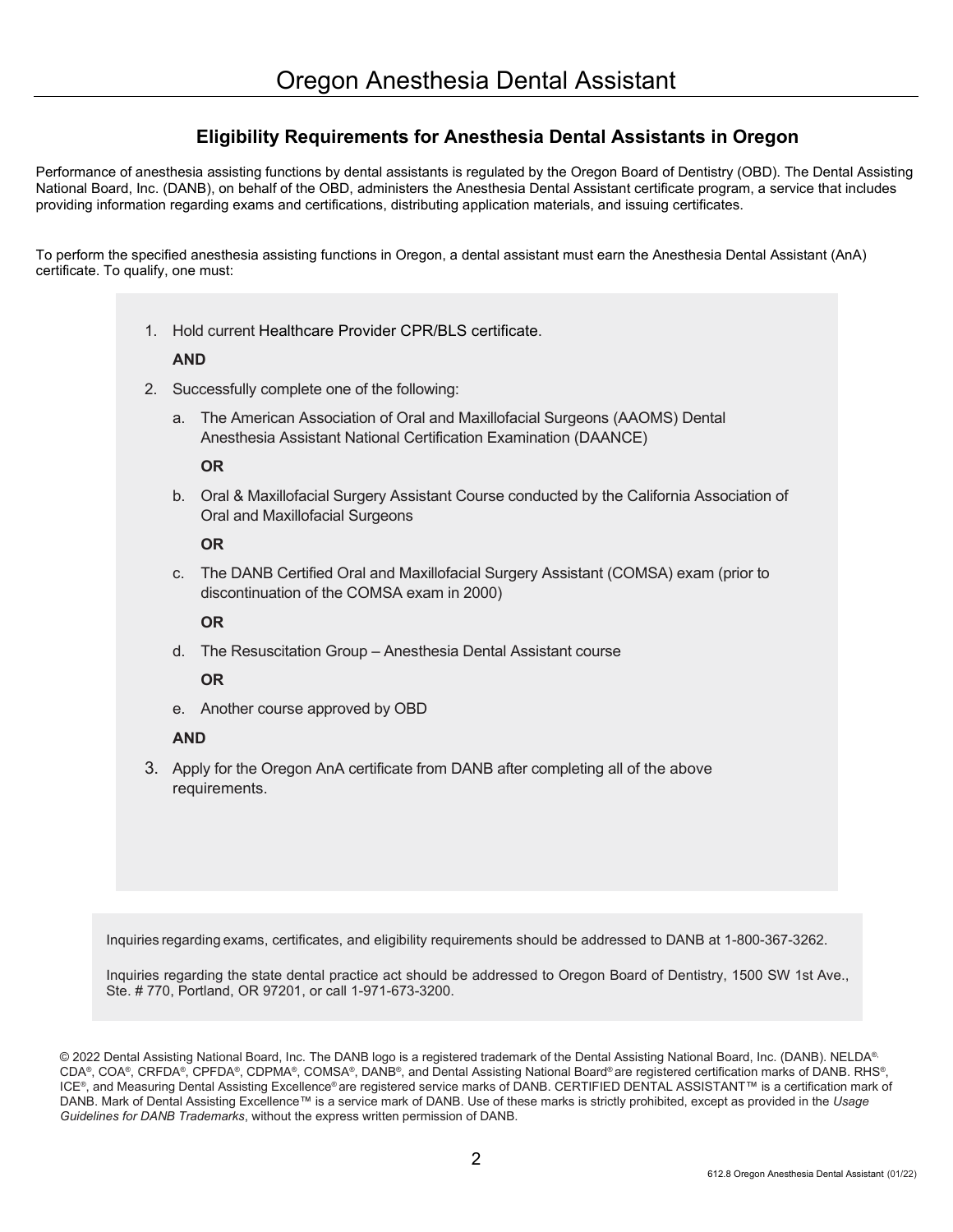# Oregon Anesthesia Dental Assistant

## Eligibility Requirements for Anesthesia Dental Assistants in Oregon

Performance of anesthesia assisting functions by dental assistants is regulated by the Oregon Board of Dentistry (OBD). The Dental Assisting National Board, Inc. (DANB), on behalf of the OBD, administers the Anesthesia Dental Assistant certificate program, a service that includes providing information regarding exams and certifications, distributing application materials, and issuing certificates.

To perform the specified anesthesia assisting functions in Oregon, a dental assistant must earn the Anesthesia Dental Assistant (AnA) certificate. To qualify, one must:

1. Hold current Healthcare Provider CPR/BLS certificate.

   **AND**

2. Successfully complete one of the following:

   a. The American Association of Oral and Maxillofacial Surgeons (AAOMS) Dental Anesthesia Assistant National Certification Examination (DAANCE)

      **OR**

   b. Oral & Maxillofacial Surgery Assistant Course conducted by the California Association of Oral and Maxillofacial Surgeons

      **OR**

   c. The DANB Certified Oral and Maxillofacial Surgery Assistant (COMSA) exam (prior to discontinuation of the COMSA exam in 2000)

      **OR**

   d. The Resuscitation Group – Anesthesia Dental Assistant course

      **OR**

   e. Another course approved by OBD

   **AND**

3. Apply for the Oregon AnA certificate from DANB after completing all of the above requirements.

Inquiries regarding exams, certificates, and eligibility requirements should be addressed to DANB at 1-800-367-3262.

Inquiries regarding the state dental practice act should be addressed to Oregon Board of Dentistry, 1500 SW 1st Ave., Ste. # 770, Portland, OR 97201, or call 1-971-673-3200.

© 2022 Dental Assisting National Board, Inc. The DANB logo is a registered trademark of the Dental Assisting National Board, Inc. (DANB). NELDA®, CDA®, COA®, CRFDA®, CPFDA®, CDPMA®, COMSA®, DANB®, and Dental Assisting National Board® are registered certification marks of DANB. RHS®, ICE®, and Measuring Dental Assisting Excellence® are registered service marks of DANB. CERTIFIED DENTAL ASSISTANT™ is a certification mark of DANB. Mark of Dental Assisting Excellence™ is a service mark of DANB. Use of these marks is strictly prohibited, except as provided in the *Usage Guidelines for DANB Trademarks*, without the express written permission of DANB.

612.8 Oregon Anesthesia Dental Assistant (01/22)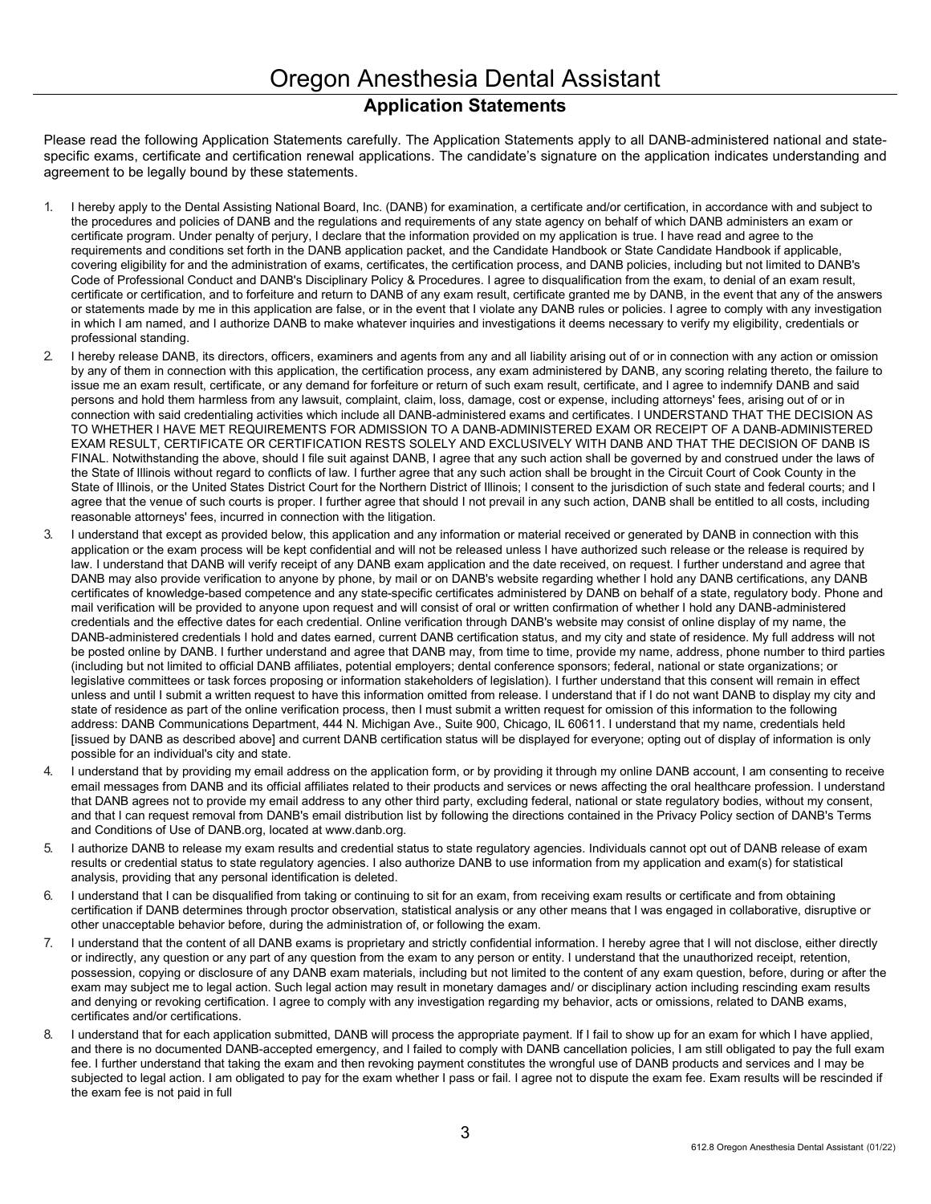# Oregon Anesthesia Dental Assistant

## Application Statements

Please read the following Application Statements carefully. The Application Statements apply to all DANB-administered national and state-specific exams, certificate and certification renewal applications. The candidate's signature on the application indicates understanding and agreement to be legally bound by these statements.

1. I hereby apply to the Dental Assisting National Board, Inc. (DANB) for examination, a certificate and/or certification, in accordance with and subject to the procedures and policies of DANB and the regulations and requirements of any state agency on behalf of which DANB administers an exam or certificate program. Under penalty of perjury, I declare that the information provided on my application is true. I have read and agree to the requirements and conditions set forth in the DANB application packet, and the Candidate Handbook or State Candidate Handbook if applicable, covering eligibility for and the administration of exams, certificates, the certification process, and DANB policies, including but not limited to DANB's Code of Professional Conduct and DANB's Disciplinary Policy & Procedures. I agree to disqualification from the exam, to denial of an exam result, certificate or certification, and to forfeiture and return to DANB of any exam result, certificate granted me by DANB, in the event that any of the answers or statements made by me in this application are false, or in the event that I violate any DANB rules or policies. I agree to comply with any investigation in which I am named, and I authorize DANB to make whatever inquiries and investigations it deems necessary to verify my eligibility, credentials or professional standing.
2. I hereby release DANB, its directors, officers, examiners and agents from any and all liability arising out of or in connection with any action or omission by any of them in connection with this application, the certification process, any exam administered by DANB, any scoring relating thereto, the failure to issue me an exam result, certificate, or any demand for forfeiture or return of such exam result, certificate, and I agree to indemnify DANB and said persons and hold them harmless from any lawsuit, complaint, claim, loss, damage, cost or expense, including attorneys' fees, arising out of or in connection with said credentialing activities which include all DANB-administered exams and certificates. I UNDERSTAND THAT THE DECISION AS TO WHETHER I HAVE MET REQUIREMENTS FOR ADMISSION TO A DANB-ADMINISTERED EXAM OR RECEIPT OF A DANB-ADMINISTERED EXAM RESULT, CERTIFICATE OR CERTIFICATION RESTS SOLELY AND EXCLUSIVELY WITH DANB AND THAT THE DECISION OF DANB IS FINAL. Notwithstanding the above, should I file suit against DANB, I agree that any such action shall be governed by and construed under the laws of the State of Illinois without regard to conflicts of law. I further agree that any such action shall be brought in the Circuit Court of Cook County in the State of Illinois, or the United States District Court for the Northern District of Illinois; I consent to the jurisdiction of such state and federal courts; and I agree that the venue of such courts is proper. I further agree that should I not prevail in any such action, DANB shall be entitled to all costs, including reasonable attorneys' fees, incurred in connection with the litigation.
3. I understand that except as provided below, this application and any information or material received or generated by DANB in connection with this application or the exam process will be kept confidential and will not be released unless I have authorized such release or the release is required by law. I understand that DANB will verify receipt of any DANB exam application and the date received, on request. I further understand and agree that DANB may also provide verification to anyone by phone, by mail or on DANB's website regarding whether I hold any DANB certifications, any DANB certificates of knowledge-based competence and any state-specific certificates administered by DANB on behalf of a state, regulatory body. Phone and mail verification will be provided to anyone upon request and will consist of oral or written confirmation of whether I hold any DANB-administered credentials and the effective dates for each credential. Online verification through DANB's website may consist of online display of my name, the DANB-administered credentials I hold and dates earned, current DANB certification status, and my city and state of residence. My full address will not be posted online by DANB. I further understand and agree that DANB may, from time to time, provide my name, address, phone number to third parties (including but not limited to official DANB affiliates, potential employers; dental conference sponsors; federal, national or state organizations; or legislative committees or task forces proposing or information stakeholders of legislation). I further understand that this consent will remain in effect unless and until I submit a written request to have this information omitted from release. I understand that if I do not want DANB to display my city and state of residence as part of the online verification process, then I must submit a written request for omission of this information to the following address: DANB Communications Department, 444 N. Michigan Ave., Suite 900, Chicago, IL 60611. I understand that my name, credentials held [issued by DANB as described above] and current DANB certification status will be displayed for everyone; opting out of display of information is only possible for an individual's city and state.
4. I understand that by providing my email address on the application form, or by providing it through my online DANB account, I am consenting to receive email messages from DANB and its official affiliates related to their products and services or news affecting the oral healthcare profession. I understand that DANB agrees not to provide my email address to any other third party, excluding federal, national or state regulatory bodies, without my consent, and that I can request removal from DANB's email distribution list by following the directions contained in the Privacy Policy section of DANB's Terms and Conditions of Use of DANB.org, located at www.danb.org.
5. I authorize DANB to release my exam results and credential status to state regulatory agencies. Individuals cannot opt out of DANB release of exam results or credential status to state regulatory agencies. I also authorize DANB to use information from my application and exam(s) for statistical analysis, providing that any personal identification is deleted.
6. I understand that I can be disqualified from taking or continuing to sit for an exam, from receiving exam results or certificate and from obtaining certification if DANB determines through proctor observation, statistical analysis or any other means that I was engaged in collaborative, disruptive or other unacceptable behavior before, during the administration of, or following the exam.
7. I understand that the content of all DANB exams is proprietary and strictly confidential information. I hereby agree that I will not disclose, either directly or indirectly, any question or any part of any question from the exam to any person or entity. I understand that the unauthorized receipt, retention, possession, copying or disclosure of any DANB exam materials, including but not limited to the content of any exam question, before, during or after the exam may subject me to legal action. Such legal action may result in monetary damages and/ or disciplinary action including rescinding exam results and denying or revoking certification. I agree to comply with any investigation regarding my behavior, acts or omissions, related to DANB exams, certificates and/or certifications.
8. I understand that for each application submitted, DANB will process the appropriate payment. If I fail to show up for an exam for which I have applied, and there is no documented DANB-accepted emergency, and I failed to comply with DANB cancellation policies, I am still obligated to pay the full exam fee. I further understand that taking the exam and then revoking payment constitutes the wrongful use of DANB products and services and I may be subjected to legal action. I am obligated to pay for the exam whether I pass or fail. I agree not to dispute the exam fee. Exam results will be rescinded if the exam fee is not paid in full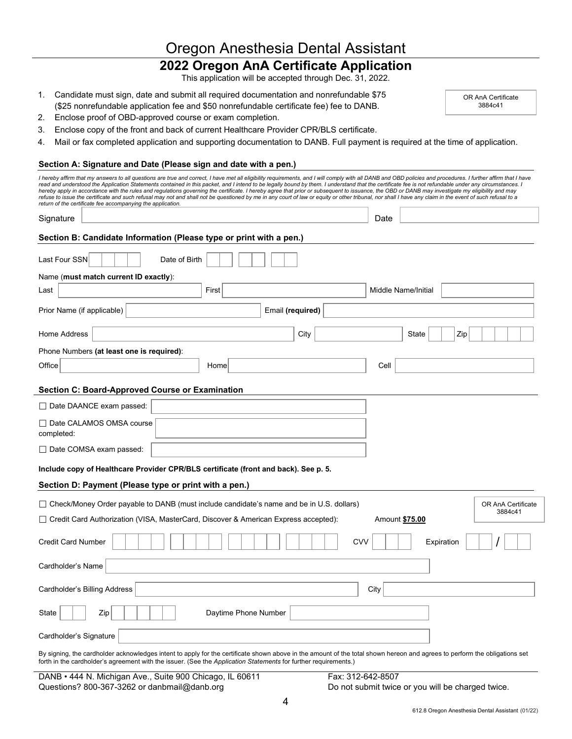# Oregon Anesthesia Dental Assistant

## 2022 Oregon AnA Certificate Application

This application will be accepted through Dec. 31, 2022.

OR AnA Certificate
3884c41

1. Candidate must sign, date and submit all required documentation and nonrefundable $75 ($25 nonrefundable application fee and $50 nonrefundable certificate fee) fee to DANB.
2. Enclose proof of OBD-approved course or exam completion.
3. Enclose copy of the front and back of current Healthcare Provider CPR/BLS certificate.
4. Mail or fax completed application and supporting documentation to DANB. Full payment is required at the time of application.

### Section A: Signature and Date (Please sign and date with a pen.)

*I hereby affirm that my answers to all questions are true and correct, I have met all eligibility requirements, and I will comply with all DANB and OBD policies and procedures. I further affirm that I have read and understood the Application Statements contained in this packet, and I intend to be legally bound by them. I understand that the certificate fee is not refundable under any circumstances. I hereby apply in accordance with the rules and regulations governing the certificate. I hereby agree that prior or subsequent to issuance, the OBD or DANB may investigate my eligibility and may refuse to issue the certificate and such refusal may not and shall not be questioned by me in any court of law or equity or other tribunal, nor shall I have any claim in the event of such refusal to a return of the certificate fee accompanying the application.*

Signature ______________________ Date ______________

### Section B: Candidate Information (Please type or print with a pen.)

Last Four SSN ____ Date of Birth __ __ __

Name (**must match current ID exactly**):

Last ______________ First ______________ Middle Name/Initial ______________

Prior Name (if applicable) ______________ Email **(required)** ______________

Home Address ______________ City ______________ State ____ Zip ______

Phone Numbers **(at least one is required)**:

Office ______________ Home ______________ Cell ______________

### Section C: Board-Approved Course or Examination

☐ Date DAANCE exam passed: ______________

☐ Date CALAMOS OMSA course completed: ______________

☐ Date COMSA exam passed: ______________

**Include copy of Healthcare Provider CPR/BLS certificate (front and back). See p. 5.**

### Section D: Payment (Please type or print with a pen.)

OR AnA Certificate
3884c41

☐ Check/Money Order payable to DANB (must include candidate's name and be in U.S. dollars)

☐ Credit Card Authorization (VISA, MasterCard, Discover & American Express accepted): Amount **$75.00**

Credit Card Number ______________ CVV ____ Expiration __ / __

Cardholder's Name ______________

Cardholder's Billing Address ______________ City ______________

State ____ Zip ______ Daytime Phone Number ______________

Cardholder's Signature ______________

By signing, the cardholder acknowledges intent to apply for the certificate shown above in the amount of the total shown hereon and agrees to perform the obligations set forth in the cardholder's agreement with the issuer. (See the *Application Statements* for further requirements.)

DANB • 444 N. Michigan Ave., Suite 900 Chicago, IL 60611
Questions? 800-367-3262 or danbmail@danb.org

Fax: 312-642-8507
Do not submit twice or you will be charged twice.

612.8 Oregon Anesthesia Dental Assistant (01/22)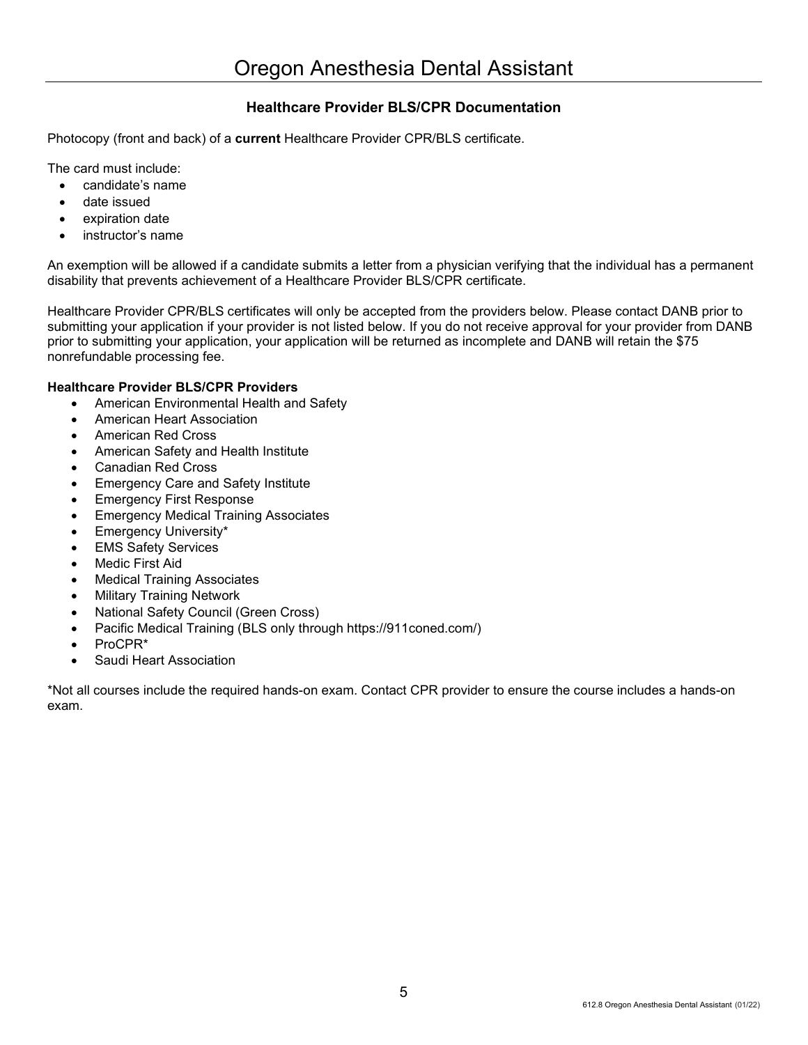## Healthcare Provider BLS/CPR Documentation

Photocopy (front and back) of a **current** Healthcare Provider CPR/BLS certificate.

The card must include:

- candidate's name
- date issued
- expiration date
- instructor's name

An exemption will be allowed if a candidate submits a letter from a physician verifying that the individual has a permanent disability that prevents achievement of a Healthcare Provider BLS/CPR certificate.

Healthcare Provider CPR/BLS certificates will only be accepted from the providers below. Please contact DANB prior to submitting your application if your provider is not listed below. If you do not receive approval for your provider from DANB prior to submitting your application, your application will be returned as incomplete and DANB will retain the $75 nonrefundable processing fee.

**Healthcare Provider BLS/CPR Providers**

- American Environmental Health and Safety
- American Heart Association
- American Red Cross
- American Safety and Health Institute
- Canadian Red Cross
- Emergency Care and Safety Institute
- Emergency First Response
- Emergency Medical Training Associates
- Emergency University*
- EMS Safety Services
- Medic First Aid
- Medical Training Associates
- Military Training Network
- National Safety Council (Green Cross)
- Pacific Medical Training (BLS only through https://911coned.com/)
- ProCPR*
- Saudi Heart Association

*Not all courses include the required hands-on exam. Contact CPR provider to ensure the course includes a hands-on exam.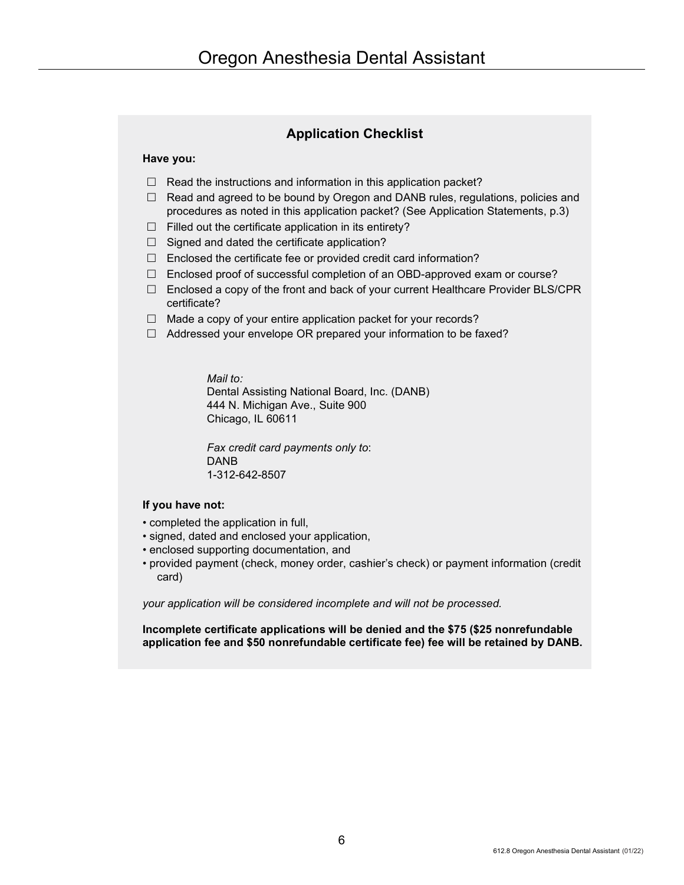## Application Checklist

**Have you:**

- ☐ Read the instructions and information in this application packet?
- ☐ Read and agreed to be bound by Oregon and DANB rules, regulations, policies and procedures as noted in this application packet? (See Application Statements, p.3)
- ☐ Filled out the certificate application in its entirety?
- ☐ Signed and dated the certificate application?
- ☐ Enclosed the certificate fee or provided credit card information?
- ☐ Enclosed proof of successful completion of an OBD-approved exam or course?
- ☐ Enclosed a copy of the front and back of your current Healthcare Provider BLS/CPR certificate?
- ☐ Made a copy of your entire application packet for your records?
- ☐ Addressed your envelope OR prepared your information to be faxed?

*Mail to:*
Dental Assisting National Board, Inc. (DANB)
444 N. Michigan Ave., Suite 900
Chicago, IL 60611

*Fax credit card payments only to*:
DANB
1-312-642-8507

**If you have not:**

- completed the application in full,
- signed, dated and enclosed your application,
- enclosed supporting documentation, and
- provided payment (check, money order, cashier's check) or payment information (credit card)

*your application will be considered incomplete and will not be processed.*

**Incomplete certificate applications will be denied and the $75 ($25 nonrefundable application fee and $50 nonrefundable certificate fee) fee will be retained by DANB.**